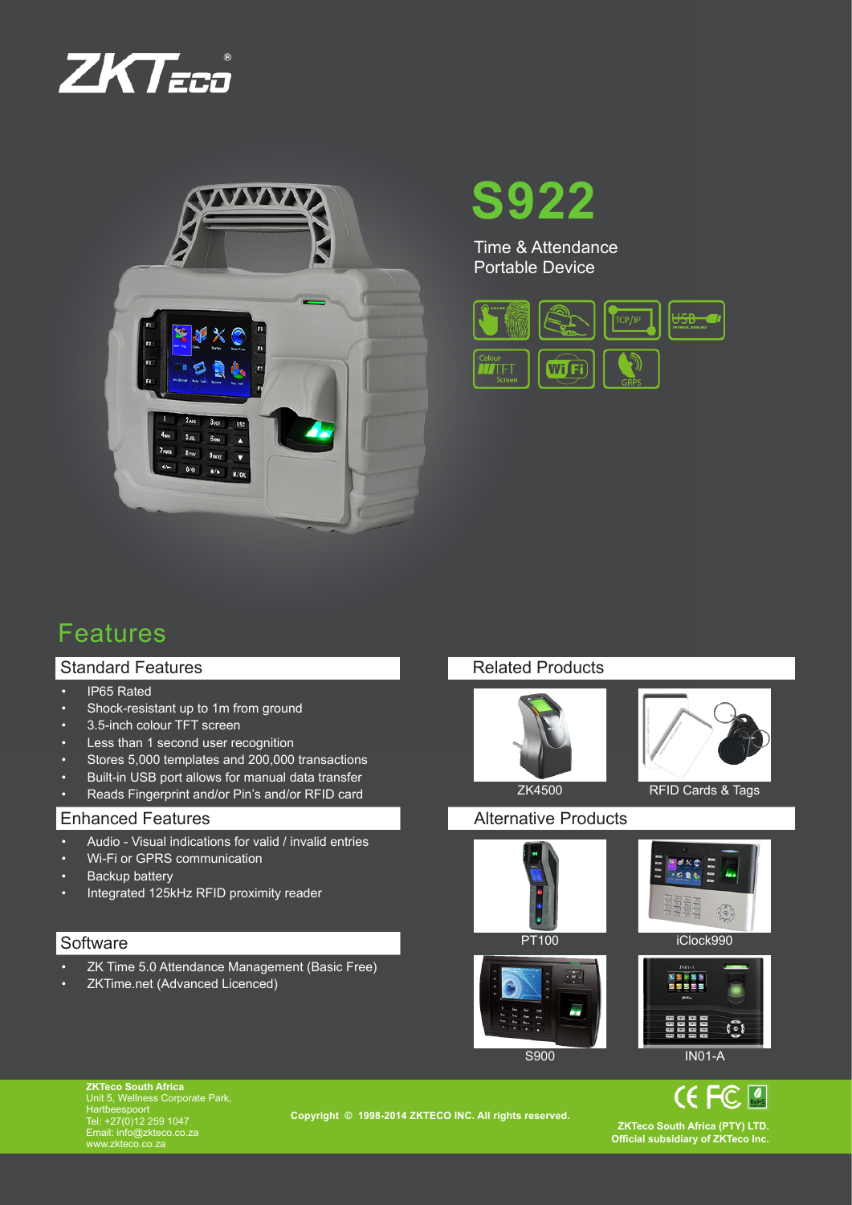# S922

Time & Attendance
Portable Device

## Features

### Standard Features

- IP65 Rated
- Shock-resistant up to 1m from ground
- 3.5-inch colour TFT screen
- Less than 1 second user recognition
- Stores 5,000 templates and 200,000 transactions
- Built-in USB port allows for manual data transfer
- Reads Fingerprint and/or Pin's and/or RFID card

### Enhanced Features

- Audio - Visual indications for valid / invalid entries
- Wi-Fi or GPRS communication
- Backup battery
- Integrated 125kHz RFID proximity reader

### Software

- ZK Time 5.0 Attendance Management (Basic Free)
- ZKTime.net (Advanced Licenced)

### Related Products

ZK4500

RFID Cards & Tags

### Alternative Products

PT100

iClock990

S900

IN01-A

**ZKTeco South Africa**
Unit 5, Wellness Corporate Park,
Hartbeespoort
Tel: +27(0)12 259 1047
Email: info@zkteco.co.za
www.zkteco.co.za

**Copyright © 1998-2014 ZKTECO INC. All rights reserved.**

**ZKTeco South Africa (PTY) LTD.**
**Official subsidiary of ZKTeco Inc.**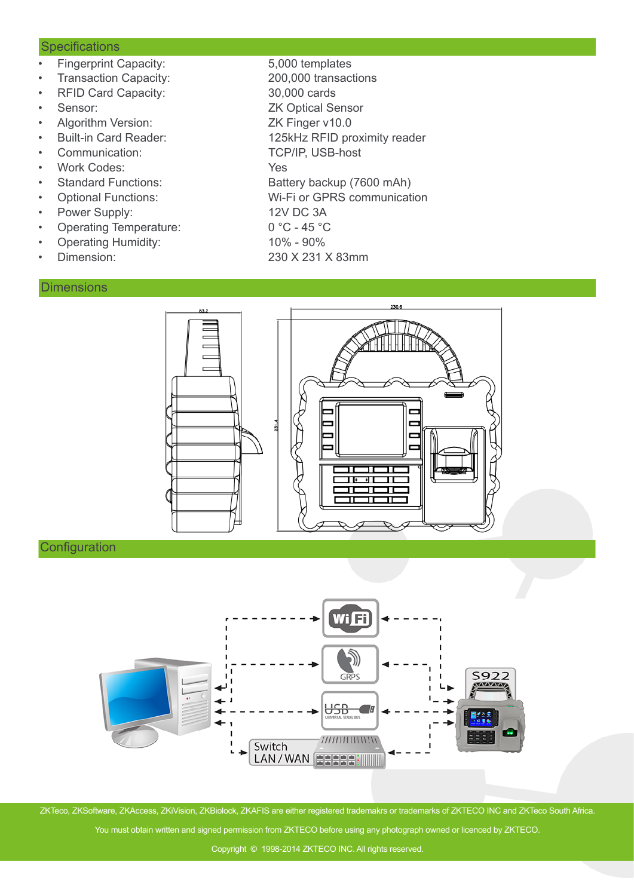## Specifications

- Fingerprint Capacity: 5,000 templates
- Transaction Capacity: 200,000 transactions
- RFID Card Capacity: 30,000 cards
- Sensor: ZK Optical Sensor
- Algorithm Version: ZK Finger v10.0
- Built-in Card Reader: 125kHz RFID proximity reader
- Communication: TCP/IP, USB-host
- Work Codes: Yes
- Standard Functions: Battery backup (7600 mAh)
- Optional Functions: Wi-Fi or GPRS communication
- Power Supply: 12V DC 3A
- Operating Temperature: 0 °C - 45 °C
- Operating Humidity: 10% - 90%
- Dimension: 230 X 231 X 83mm

## Dimensions

83.2

230.6

231.4

## Configuration

Wi Fi

GPRS

USB
UNIVERSAL SERIAL BUS

Switch
LAN / WAN

S922

ZKTeco, ZKSoftware, ZKAccess, ZKiVision, ZKBiolock, ZKAFIS are either registered trademakrs or trademarks of ZKTECO INC and ZKTeco South Africa.

You must obtain written and signed permission from ZKTECO before using any photograph owned or licenced by ZKTECO.

Copyright © 1998-2014 ZKTECO INC. All rights reserved.